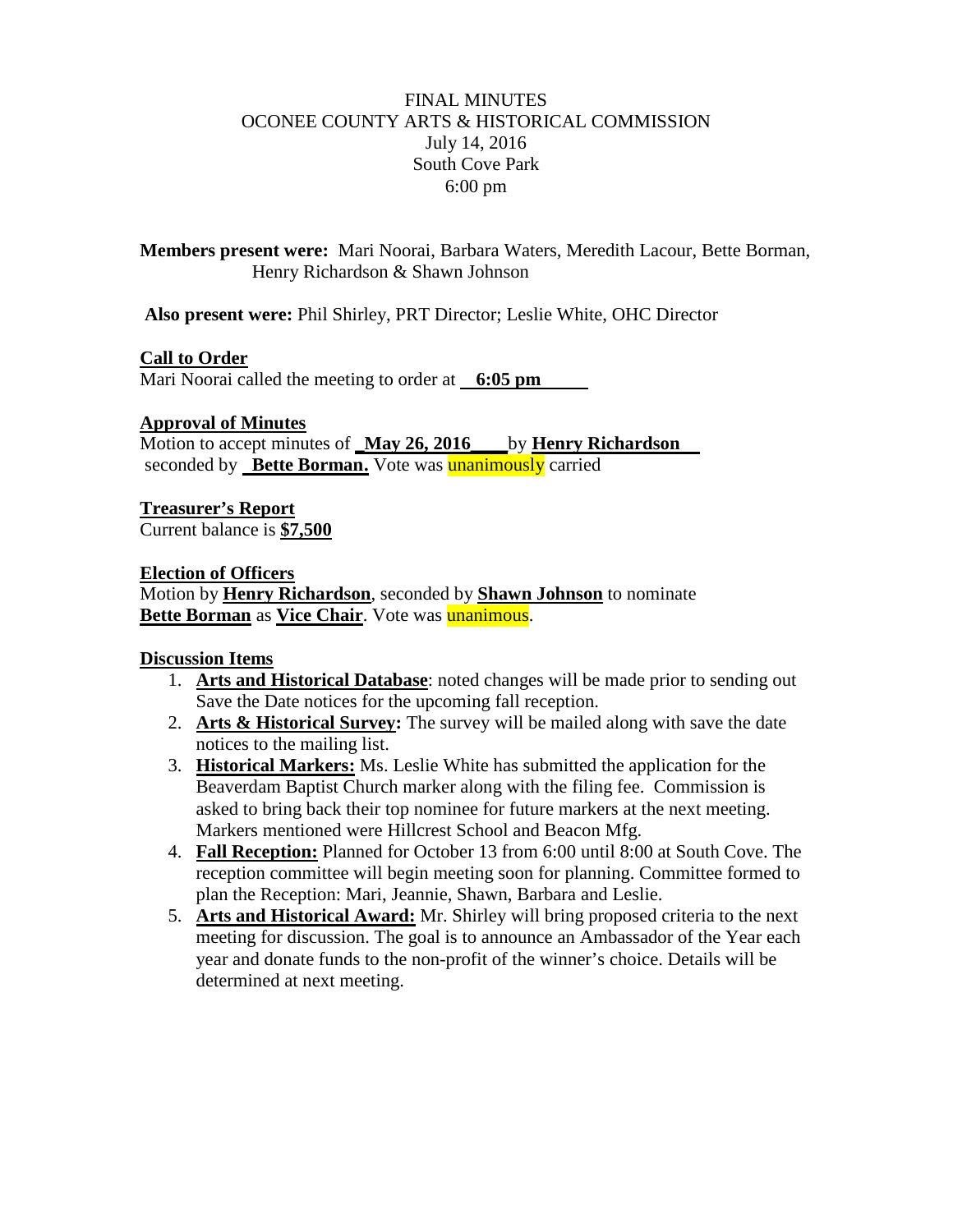FINAL MINUTES
OCONEE COUNTY ARTS & HISTORICAL COMMISSION
July 14, 2016
South Cove Park
6:00 pm

**Members present were:** Mari Noorai, Barbara Waters, Meredith Lacour, Bette Borman, Henry Richardson & Shawn Johnson

**Also present were:** Phil Shirley, PRT Director; Leslie White, OHC Director

**Call to Order**

Mari Noorai called the meeting to order at **6:05 pm**

**Approval of Minutes**

Motion to accept minutes of **May 26, 2016** by **Henry Richardson** seconded by **Bette Borman.** Vote was unanimously carried

**Treasurer's Report**

Current balance is **$7,500**

**Election of Officers**

Motion by **Henry Richardson**, seconded by **Shawn Johnson** to nominate **Bette Borman** as **Vice Chair**. Vote was unanimous.

**Discussion Items**

1. **Arts and Historical Database**: noted changes will be made prior to sending out Save the Date notices for the upcoming fall reception.
2. **Arts & Historical Survey:** The survey will be mailed along with save the date notices to the mailing list.
3. **Historical Markers:** Ms. Leslie White has submitted the application for the Beaverdam Baptist Church marker along with the filing fee. Commission is asked to bring back their top nominee for future markers at the next meeting. Markers mentioned were Hillcrest School and Beacon Mfg.
4. **Fall Reception:** Planned for October 13 from 6:00 until 8:00 at South Cove. The reception committee will begin meeting soon for planning. Committee formed to plan the Reception: Mari, Jeannie, Shawn, Barbara and Leslie.
5. **Arts and Historical Award:** Mr. Shirley will bring proposed criteria to the next meeting for discussion. The goal is to announce an Ambassador of the Year each year and donate funds to the non-profit of the winner's choice. Details will be determined at next meeting.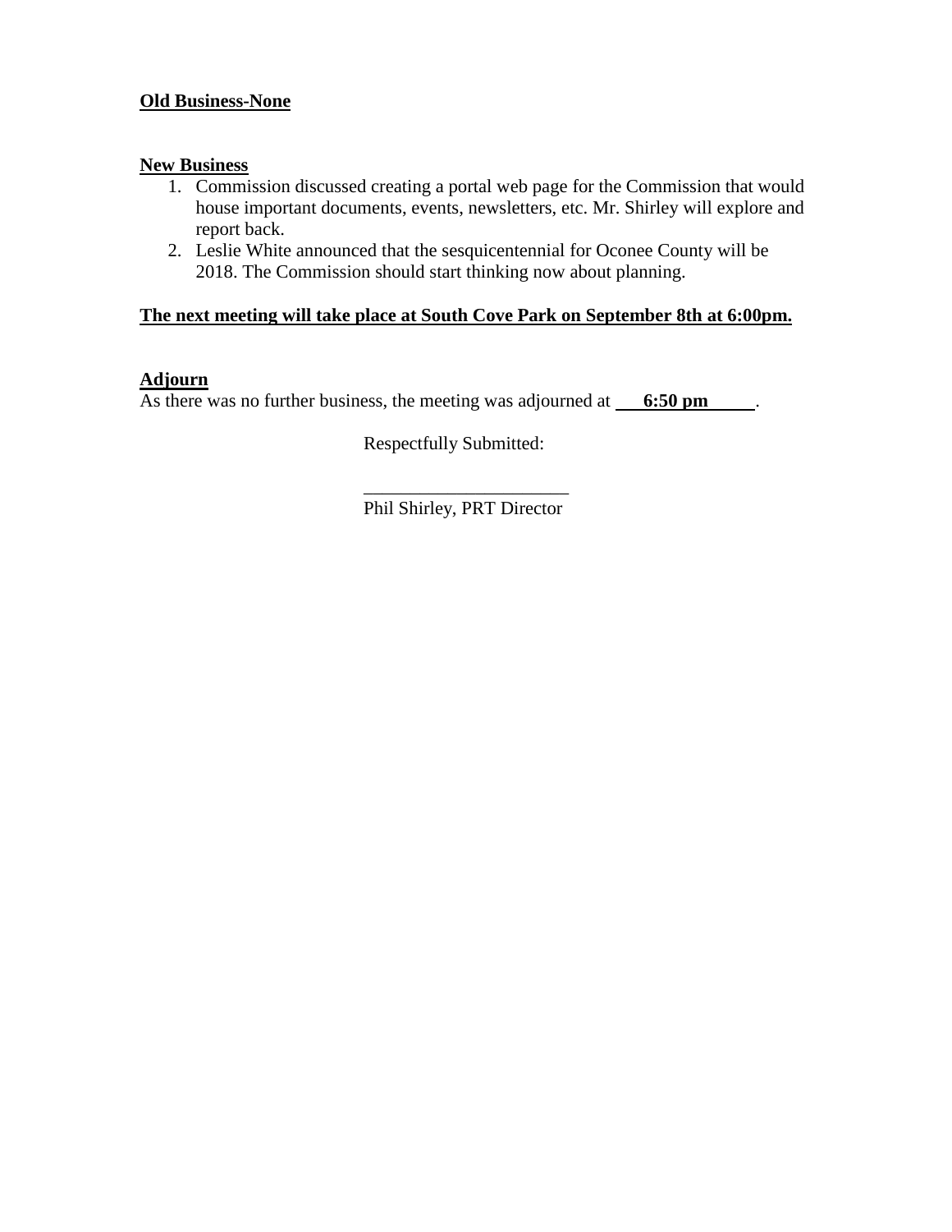**Old Business-None**

**New Business**

1. Commission discussed creating a portal web page for the Commission that would house important documents, events, newsletters, etc. Mr. Shirley will explore and report back.
2. Leslie White announced that the sesquicentennial for Oconee County will be 2018. The Commission should start thinking now about planning.

**The next meeting will take place at South Cove Park on September 8th at 6:00pm.**

**Adjourn**

As there was no further business, the meeting was adjourned at **6:50 pm**.

Respectfully Submitted:

______________________

Phil Shirley, PRT Director